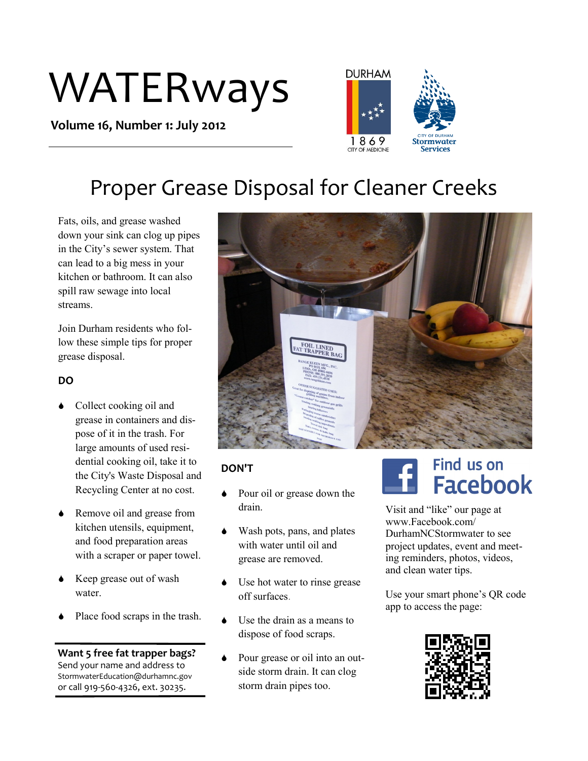# WATERways

**Volume 16, Number 1: July 2012**

## Proper Grease Disposal for Cleaner Creeks

Fats, oils, and grease washed down your sink can clog up pipes in the City's sewer system. That can lead to a big mess in your kitchen or bathroom. It can also spill raw sewage into local streams.

Join Durham residents who follow these simple tips for proper grease disposal.

### DO

- Collect cooking oil and grease in containers and dispose of it in the trash. For large amounts of used residential cooking oil, take it to the City's Waste Disposal and Recycling Center at no cost.
- Remove oil and grease from kitchen utensils, equipment, and food preparation areas with a scraper or paper towel.
- Keep grease out of wash water.
- Place food scraps in the trash.

**Want 5 free fat trapper bags?**
Send your name and address to StormwaterEducation@durhamnc.gov or call 919-560-4326, ext. 30235.

### DON'T

- Pour oil or grease down the drain.
- Wash pots, pans, and plates with water until oil and grease are removed.
- Use hot water to rinse grease off surfaces.
- Use the drain as a means to dispose of food scraps.
- Pour grease or oil into an outside storm drain. It can clog storm drain pipes too.

## Find us on Facebook

Visit and "like" our page at www.Facebook.com/DurhamNCStormwater to see project updates, event and meeting reminders, photos, videos, and clean water tips.

Use your smart phone's QR code app to access the page: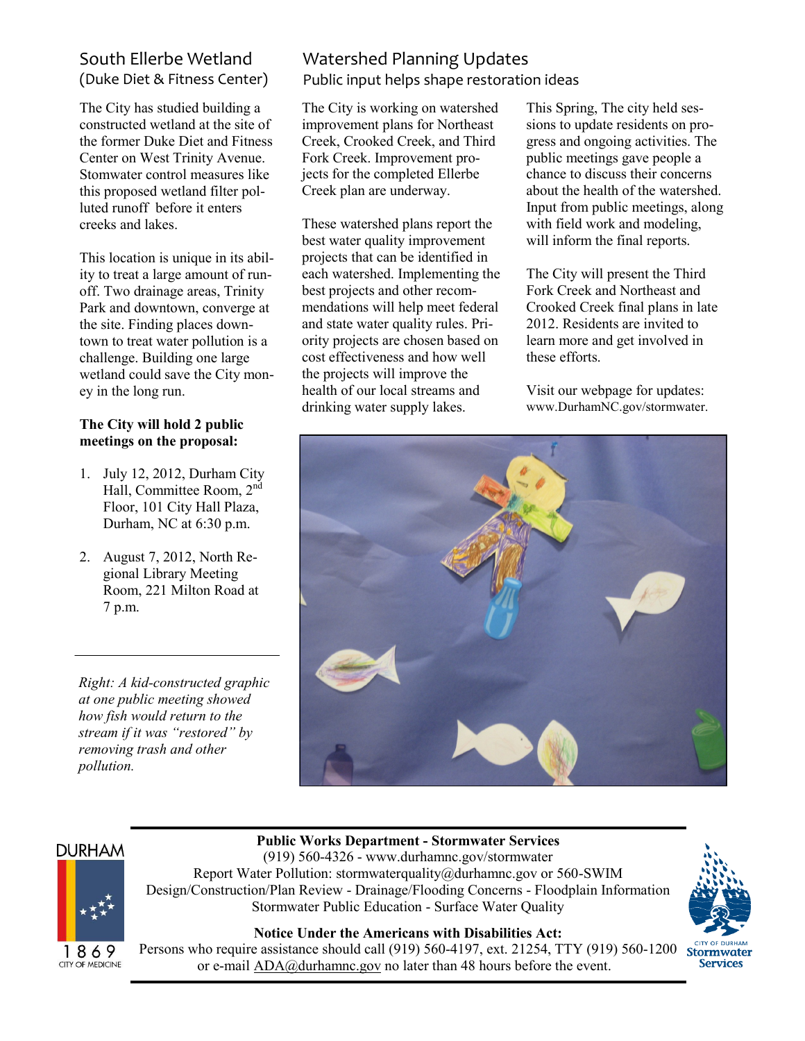## South Ellerbe Wetland
### (Duke Diet & Fitness Center)

The City has studied building a constructed wetland at the site of the former Duke Diet and Fitness Center on West Trinity Avenue. Stomwater control measures like this proposed wetland filter polluted runoff before it enters creeks and lakes.

This location is unique in its ability to treat a large amount of runoff. Two drainage areas, Trinity Park and downtown, converge at the site. Finding places downtown to treat water pollution is a challenge. Building one large wetland could save the City money in the long run.

**The City will hold 2 public meetings on the proposal:**

1. July 12, 2012, Durham City Hall, Committee Room, 2nd Floor, 101 City Hall Plaza, Durham, NC at 6:30 p.m.
2. August 7, 2012, North Regional Library Meeting Room, 221 Milton Road at 7 p.m.

*Right: A kid-constructed graphic at one public meeting showed how fish would return to the stream if it was "restored" by removing trash and other pollution.*

## Watershed Planning Updates
### Public input helps shape restoration ideas

The City is working on watershed improvement plans for Northeast Creek, Crooked Creek, and Third Fork Creek. Improvement projects for the completed Ellerbe Creek plan are underway.

These watershed plans report the best water quality improvement projects that can be identified in each watershed. Implementing the best projects and other recommendations will help meet federal and state water quality rules. Priority projects are chosen based on cost effectiveness and how well the projects will improve the health of our local streams and drinking water supply lakes.

This Spring, The city held sessions to update residents on progress and ongoing activities. The public meetings gave people a chance to discuss their concerns about the health of the watershed. Input from public meetings, along with field work and modeling, will inform the final reports.

The City will present the Third Fork Creek and Northeast and Crooked Creek final plans in late 2012. Residents are invited to learn more and get involved in these efforts.

Visit our webpage for updates: www.DurhamNC.gov/stormwater.

---

**Public Works Department - Stormwater Services**
(919) 560-4326 - www.durhamnc.gov/stormwater
Report Water Pollution: stormwaterquality@durhamnc.gov or 560-SWIM
Design/Construction/Plan Review - Drainage/Flooding Concerns - Floodplain Information
Stormwater Public Education - Surface Water Quality

**Notice Under the Americans with Disabilities Act:**
Persons who require assistance should call (919) 560-4197, ext. 21254, TTY (919) 560-1200 or e-mail ADA@durhamnc.gov no later than 48 hours before the event.

DURHAM 1869 CITY OF MEDICINE

CITY OF DURHAM Stormwater Services